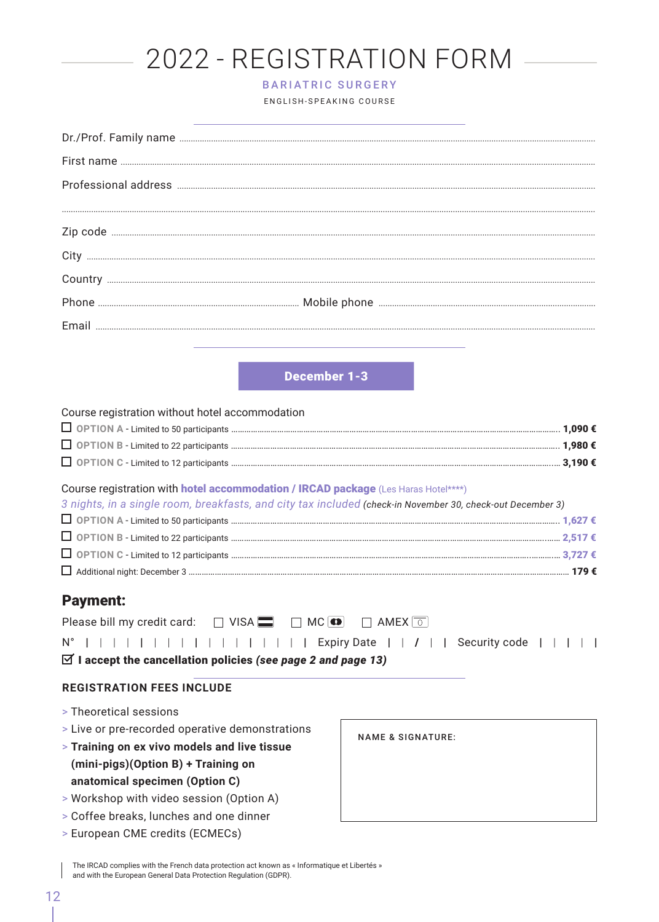# 2022 - REGISTRATION FORM

## BARIATRIC SURGERY

ENGLISH-SPEAKING COURSE

Dr./Prof. Family name ..........................................................................................

First name ..........................................................................................

Professional address ..........................................................................................

..........................................................................................

Zip code ..........................................................................................

City ..........................................................................................

Country ..........................................................................................

Phone .......................................... Mobile phone ..........................................

Email ..........................................................................................

**December 1-3**

Course registration without hotel accommodation

- ☐ OPTION A - Limited to 50 participants .............................................. **1,090 €**
- ☐ OPTION B - Limited to 22 participants .............................................. **1,980 €**
- ☐ OPTION C - Limited to 12 participants .............................................. **3,190 €**

Course registration with **hotel accommodation / IRCAD package** (Les Haras Hotel****)
*3 nights, in a single room, breakfasts, and city tax included* *(check-in November 30, check-out December 3)*

- ☐ OPTION A - Limited to 50 participants .............................................. **1,627 €**
- ☐ OPTION B - Limited to 22 participants .............................................. **2,517 €**
- ☐ OPTION C - Limited to 12 participants .............................................. **3,727 €**
- ☐ Additional night: December 3 .............................................. **179 €**

## Payment:

Please bill my credit card: ☐ VISA ☐ MC ☐ AMEX

N° | | | | | | | | | | | | | | | | | Expiry Date | | / | | Security code | | | |

☑ **I accept the cancellation policies *(see page 2 and page 13)***

### REGISTRATION FEES INCLUDE

- > Theoretical sessions
- > Live or pre-recorded operative demonstrations
- > **Training on ex vivo models and live tissue (mini-pigs)(Option B) + Training on anatomical specimen (Option C)**
- > Workshop with video session (Option A)
- > Coffee breaks, lunches and one dinner
- > European CME credits (ECMECs)

NAME & SIGNATURE:

The IRCAD complies with the French data protection act known as « Informatique et Libertés » and with the European General Data Protection Regulation (GDPR).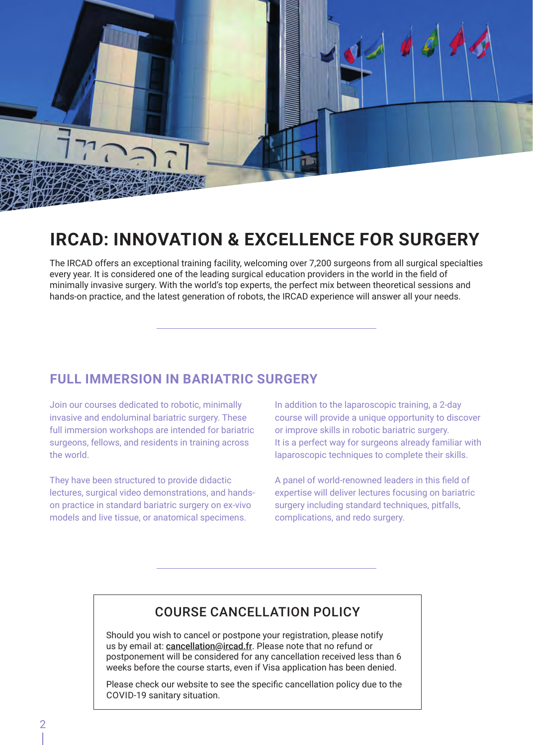# IRCAD: INNOVATION & EXCELLENCE FOR SURGERY

The IRCAD offers an exceptional training facility, welcoming over 7,200 surgeons from all surgical specialties every year. It is considered one of the leading surgical education providers in the world in the field of minimally invasive surgery. With the world's top experts, the perfect mix between theoretical sessions and hands-on practice, and the latest generation of robots, the IRCAD experience will answer all your needs.

## FULL IMMERSION IN BARIATRIC SURGERY

Join our courses dedicated to robotic, minimally invasive and endoluminal bariatric surgery. These full immersion workshops are intended for bariatric surgeons, fellows, and residents in training across the world.

They have been structured to provide didactic lectures, surgical video demonstrations, and hands-on practice in standard bariatric surgery on ex-vivo models and live tissue, or anatomical specimens.

In addition to the laparoscopic training, a 2-day course will provide a unique opportunity to discover or improve skills in robotic bariatric surgery.
It is a perfect way for surgeons already familiar with laparoscopic techniques to complete their skills.

A panel of world-renowned leaders in this field of expertise will deliver lectures focusing on bariatric surgery including standard techniques, pitfalls, complications, and redo surgery.

### COURSE CANCELLATION POLICY

Should you wish to cancel or postpone your registration, please notify us by email at: cancellation@ircad.fr. Please note that no refund or postponement will be considered for any cancellation received less than 6 weeks before the course starts, even if Visa application has been denied.

Please check our website to see the specific cancellation policy due to the COVID-19 sanitary situation.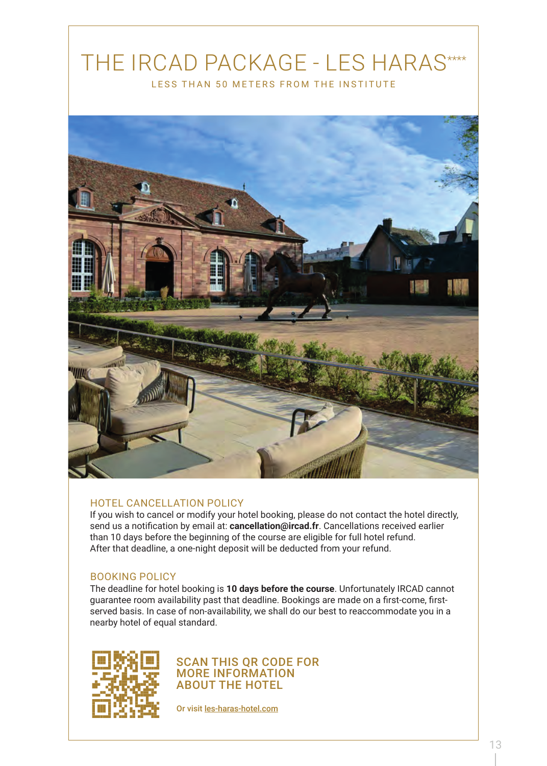# THE IRCAD PACKAGE - LES HARAS****

LESS THAN 50 METERS FROM THE INSTITUTE

## HOTEL CANCELLATION POLICY

If you wish to cancel or modify your hotel booking, please do not contact the hotel directly, send us a notification by email at: **cancellation@ircad.fr**. Cancellations received earlier than 10 days before the beginning of the course are eligible for full hotel refund. After that deadline, a one-night deposit will be deducted from your refund.

## BOOKING POLICY

The deadline for hotel booking is **10 days before the course**. Unfortunately IRCAD cannot guarantee room availability past that deadline. Bookings are made on a first-come, first-served basis. In case of non-availability, we shall do our best to reaccommodate you in a nearby hotel of equal standard.

## SCAN THIS QR CODE FOR MORE INFORMATION ABOUT THE HOTEL

Or visit les-haras-hotel.com